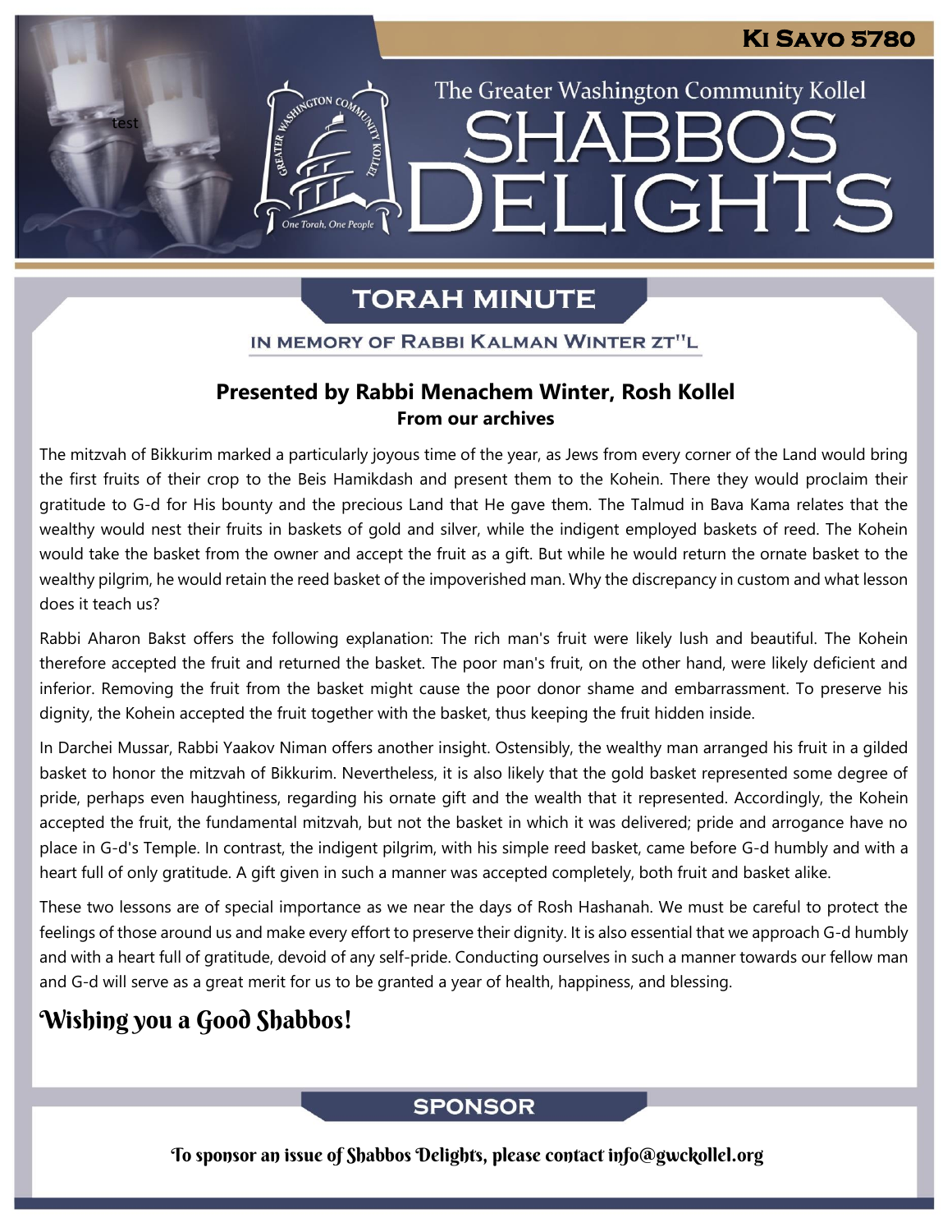# Ki Savo 5780

The Greater Washington Community Kollel

# SHABBOS DELIGHTS

test

## TORAH MINUTE

IN MEMORY OF RABBI KALMAN WINTER ZT"L

**Presented by Rabbi Menachem Winter, Rosh Kollel**
**From our archives**

The mitzvah of Bikkurim marked a particularly joyous time of the year, as Jews from every corner of the Land would bring the first fruits of their crop to the Beis Hamikdash and present them to the Kohein. There they would proclaim their gratitude to G-d for His bounty and the precious Land that He gave them. The Talmud in Bava Kama relates that the wealthy would nest their fruits in baskets of gold and silver, while the indigent employed baskets of reed. The Kohein would take the basket from the owner and accept the fruit as a gift. But while he would return the ornate basket to the wealthy pilgrim, he would retain the reed basket of the impoverished man. Why the discrepancy in custom and what lesson does it teach us?

Rabbi Aharon Bakst offers the following explanation: The rich man's fruit were likely lush and beautiful. The Kohein therefore accepted the fruit and returned the basket. The poor man's fruit, on the other hand, were likely deficient and inferior. Removing the fruit from the basket might cause the poor donor shame and embarrassment. To preserve his dignity, the Kohein accepted the fruit together with the basket, thus keeping the fruit hidden inside.

In Darchei Mussar, Rabbi Yaakov Niman offers another insight. Ostensibly, the wealthy man arranged his fruit in a gilded basket to honor the mitzvah of Bikkurim. Nevertheless, it is also likely that the gold basket represented some degree of pride, perhaps even haughtiness, regarding his ornate gift and the wealth that it represented. Accordingly, the Kohein accepted the fruit, the fundamental mitzvah, but not the basket in which it was delivered; pride and arrogance have no place in G-d's Temple. In contrast, the indigent pilgrim, with his simple reed basket, came before G-d humbly and with a heart full of only gratitude. A gift given in such a manner was accepted completely, both fruit and basket alike.

These two lessons are of special importance as we near the days of Rosh Hashanah. We must be careful to protect the feelings of those around us and make every effort to preserve their dignity. It is also essential that we approach G-d humbly and with a heart full of gratitude, devoid of any self-pride. Conducting ourselves in such a manner towards our fellow man and G-d will serve as a great merit for us to be granted a year of health, happiness, and blessing.

**Wishing you a Good Shabbos!**

## SPONSOR

To sponsor an issue of Shabbos Delights, please contact info@gwckollel.org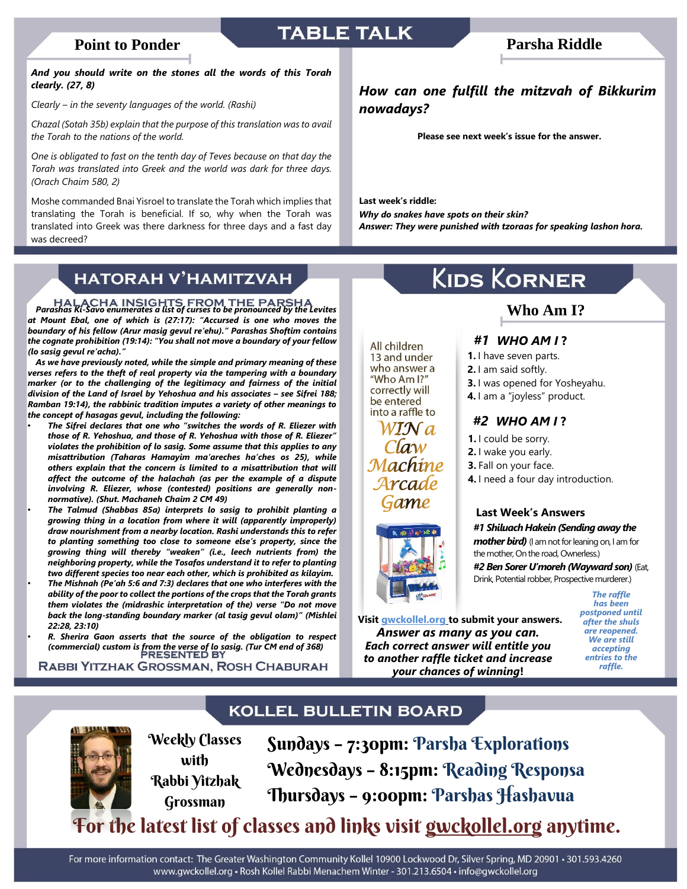# TABLE TALK

## Point to Ponder

***And you should write on the stones all the words of this Torah clearly. (27, 8)***

*Clearly – in the seventy languages of the world. (Rashi)*

*Chazal (Sotah 35b) explain that the purpose of this translation was to avail the Torah to the nations of the world.*

*One is obligated to fast on the tenth day of Teves because on that day the Torah was translated into Greek and the world was dark for three days. (Orach Chaim 580, 2)*

Moshe commanded Bnai Yisroel to translate the Torah which implies that translating the Torah is beneficial. If so, why when the Torah was translated into Greek was there darkness for three days and a fast day was decreed?

## Parsha Riddle

***How can one fulfill the mitzvah of Bikkurim nowadays?***

**Please see next week's issue for the answer.**

**Last week's riddle:**

***Why do snakes have spots on their skin?***

***Answer: They were punished with tzoraas for speaking lashon hora.***

# HATORAH V'HAMITZVAH

## HALACHA INSIGHTS FROM THE PARSHA

***Parashas Ki-Savo enumerates a list of curses to be pronounced by the Levites at Mount Ebal, one of which is (27:17): "Accursed is one who moves the boundary of his fellow (Arur masig gevul re'ehu)." Parashas Shoftim contains the cognate prohibition (19:14): "You shall not move a boundary of your fellow (lo sasig gevul re'acha)."***

***As we have previously noted, while the simple and primary meaning of these verses refers to the theft of real property via the tampering with a boundary marker (or to the challenging of the legitimacy and fairness of the initial division of the Land of Israel by Yehoshua and his associates – see Sifrei 188; Ramban 19:14), the rabbinic tradition imputes a variety of other meanings to the concept of hasagas gevul, including the following:***

- ***The Sifrei declares that one who "switches the words of R. Eliezer with those of R. Yehoshua, and those of R. Yehoshua with those of R. Eliezer" violates the prohibition of lo sasig. Some assume that this applies to any misattribution (Taharas Hamayim ma'areches ha'ches os 25), while others explain that the concern is limited to a misattribution that will affect the outcome of the halachah (as per the example of a dispute involving R. Eliezer, whose (contested) positions are generally non-normative). (Shut. Machaneh Chaim 2 CM 49)***
- ***The Talmud (Shabbas 85a) interprets lo sasig to prohibit planting a growing thing in a location from where it will (apparently improperly) draw nourishment from a nearby location. Rashi understands this to refer to planting something too close to someone else's property, since the growing thing will thereby "weaken" (i.e., leech nutrients from) the neighboring property, while the Tosafos understand it to refer to planting two different species too near each other, which is prohibited as kilayim.***
- ***The Mishnah (Pe'ah 5:6 and 7:3) declares that one who interferes with the ability of the poor to collect the portions of the crops that the Torah grants them violates the (midrashic interpretation of the) verse "Do not move back the long-standing boundary marker (al tasig gevul olam)" (Mishlei 22:28, 23:10)***
- ***R. Sherira Gaon asserts that the source of the obligation to respect (commercial) custom is from the verse of lo sasig. (Tur CM end of 368)***

PRESENTED BY
RABBI YITZHAK GROSSMAN, ROSH CHABURAH

# KIDS KORNER

## Who Am I?

All children 13 and under who answer a "Who Am I?" correctly will be entered into a raffle to

WIN a Claw Machine Arcade Game

### #1 WHO AM I ?

1. I have seven parts.
2. I am said softly.
3. I was opened for Yosheyahu.
4. I am a "joyless" product.

### #2 WHO AM I ?

1. I could be sorry.
2. I wake you early.
3. Fall on your face.
4. I need a four day introduction.

### Last Week's Answers

***#1 Shiluach Hakein (Sending away the mother bird)*** (I am not for leaning on, I am for the mother, On the road, Ownerless.)

***#2 Ben Sorer U'moreh (Wayward son)*** (Eat, Drink, Potential robber, Prospective murderer.)

Visit gwckollel.org to submit your answers.
***Answer as many as you can.***
***Each correct answer will entitle you to another raffle ticket and increase your chances of winning!***

*The raffle has been postponed until after the shuls are reopened. We are still accepting entries to the raffle.*

# KOLLEL BULLETIN BOARD

Weekly Classes with Rabbi Yitzhak Grossman

Sundays – 7:30pm: Parsha Explorations
Wednesdays – 8:15pm: Reading Responsa
Thursdays – 9:00pm: Parshas Hashavua

For the latest list of classes and links visit gwckollel.org anytime.

For more information contact: The Greater Washington Community Kollel 10900 Lockwood Dr, Silver Spring, MD 20901 • 301.593.4260
www.gwckollel.org • Rosh Kollel Rabbi Menachem Winter - 301.213.6504 • info@gwckollel.org